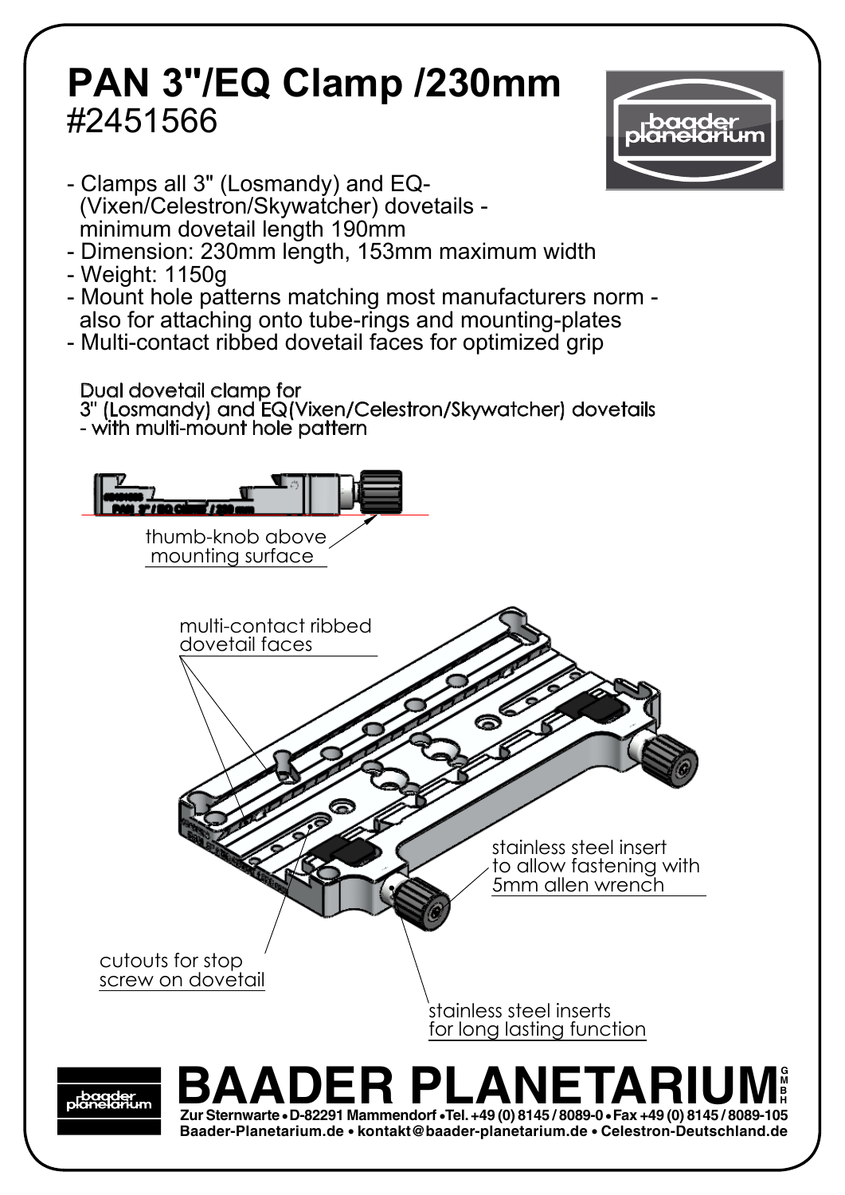# PAN 3"/EQ Clamp /230mm

#2451566

- Clamps all 3" (Losmandy) and EQ-(Vixen/Celestron/Skywatcher) dovetails - minimum dovetail length 190mm
- Dimension: 230mm length, 153mm maximum width
- Weight: 1150g
- Mount hole patterns matching most manufacturers norm - also for attaching onto tube-rings and mounting-plates
- Multi-contact ribbed dovetail faces for optimized grip

Dual dovetail clamp for 3" (Losmandy) and EQ(Vixen/Celestron/Skywatcher) dovetails - with multi-mount hole pattern

thumb-knob above mounting surface

multi-contact ribbed dovetail faces

stainless steel insert to allow fastening with 5mm allen wrench

cutouts for stop screw on dovetail

stainless steel inserts for long lasting function

**BAADER PLANETARIUM GMBH**

Zur Sternwarte • D-82291 Mammendorf • Tel. +49 (0) 8145 / 8089-0 • Fax +49 (0) 8145 / 8089-105
Baader-Planetarium.de • kontakt@baader-planetarium.de • Celestron-Deutschland.de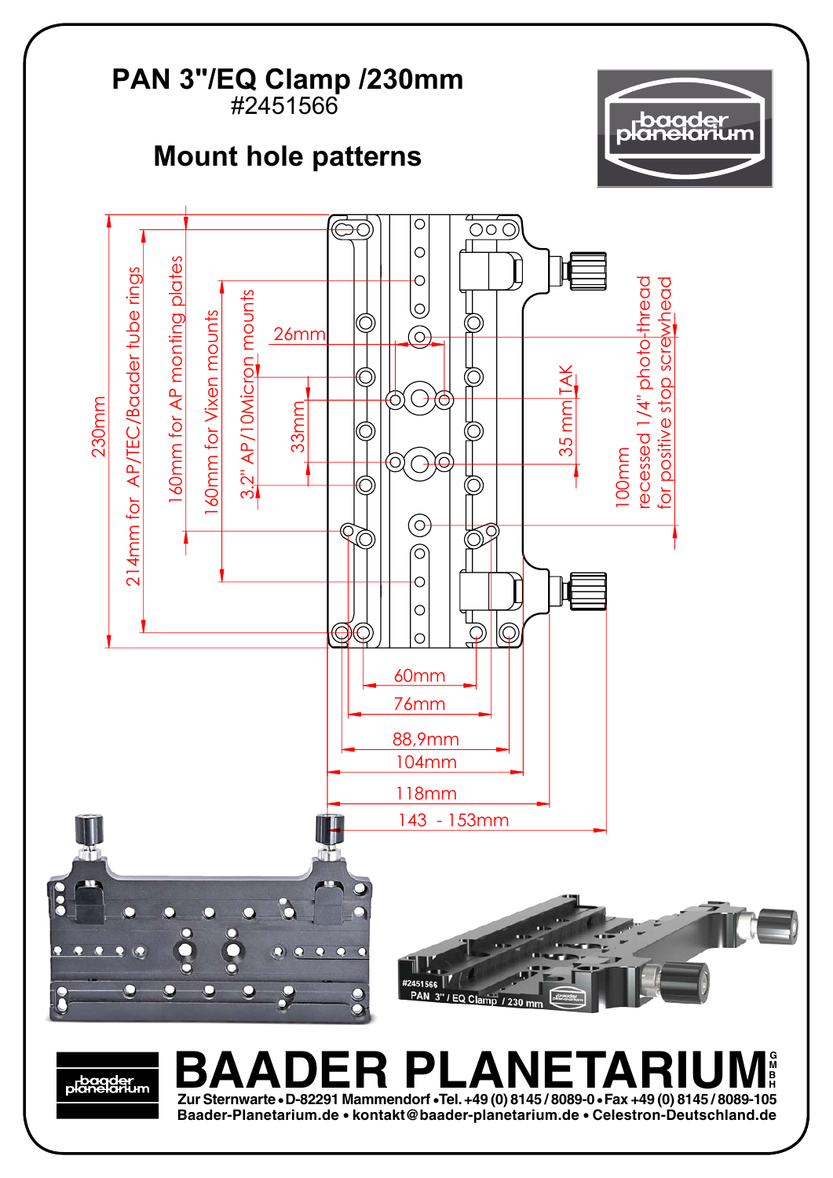# PAN 3"/EQ Clamp /230mm

#2451566

## Mount hole patterns

230mm

214mm for AP/TEC/Baader tube rings

160mm for AP monting plates

160mm for Vixen mounts

3,2" AP/10Micron mounts

26mm

33mm

35 mm TAK

100mm recessed 1/4" photo-thread for positive stop screwhead

60mm

76mm

88,9mm

104mm

118mm

143 - 153mm

#2451566

PAN 3" / EQ Clamp / 230 mm

**BAADER PLANETARIUM** GMBH

Zur Sternwarte • D-82291 Mammendorf • Tel. +49 (0) 8145 / 8089-0 • Fax +49 (0) 8145 / 8089-105

Baader-Planetarium.de • kontakt@baader-planetarium.de • Celestron-Deutschland.de